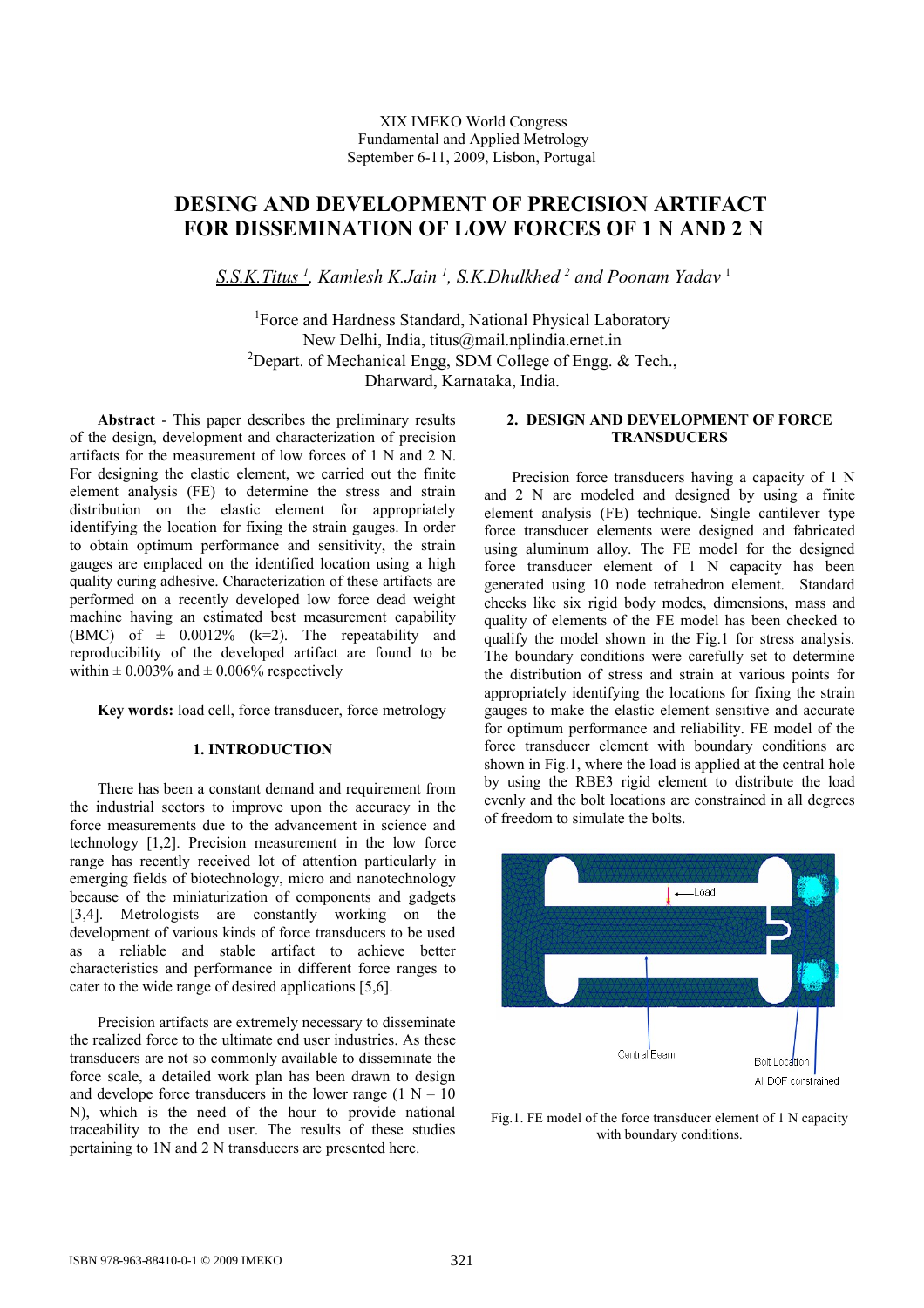XIX IMEKO World Congress
Fundamental and Applied Metrology
September 6-11, 2009, Lisbon, Portugal

# DESING AND DEVELOPMENT OF PRECISION ARTIFACT FOR DISSEMINATION OF LOW FORCES OF 1 N AND 2 N

*S.S.K.Titus [1], Kamlesh K.Jain [1], S.K.Dhulkhed [2] and Poonam Yadav [1]*

[1]Force and Hardness Standard, National Physical Laboratory
New Delhi, India, titus@mail.nplindia.ernet.in
[2]Depart. of Mechanical Engg, SDM College of Engg. & Tech.,
Dharward, Karnataka, India.

**Abstract** - This paper describes the preliminary results of the design, development and characterization of precision artifacts for the measurement of low forces of 1 N and 2 N. For designing the elastic element, we carried out the finite element analysis (FE) to determine the stress and strain distribution on the elastic element for appropriately identifying the location for fixing the strain gauges. In order to obtain optimum performance and sensitivity, the strain gauges are emplaced on the identified location using a high quality curing adhesive. Characterization of these artifacts are performed on a recently developed low force dead weight machine having an estimated best measurement capability (BMC) of ± 0.0012% (k=2). The repeatability and reproducibility of the developed artifact are found to be within ± 0.003% and ± 0.006% respectively

**Key words:** load cell, force transducer, force metrology

## 1. INTRODUCTION

There has been a constant demand and requirement from the industrial sectors to improve upon the accuracy in the force measurements due to the advancement in science and technology [1,2]. Precision measurement in the low force range has recently received lot of attention particularly in emerging fields of biotechnology, micro and nanotechnology because of the miniaturization of components and gadgets [3,4]. Metrologists are constantly working on the development of various kinds of force transducers to be used as a reliable and stable artifact to achieve better characteristics and performance in different force ranges to cater to the wide range of desired applications [5,6].

Precision artifacts are extremely necessary to disseminate the realized force to the ultimate end user industries. As these transducers are not so commonly available to disseminate the force scale, a detailed work plan has been drawn to design and develope force transducers in the lower range (1 N – 10 N), which is the need of the hour to provide national traceability to the end user. The results of these studies pertaining to 1N and 2 N transducers are presented here.

## 2. DESIGN AND DEVELOPMENT OF FORCE TRANSDUCERS

Precision force transducers having a capacity of 1 N and 2 N are modeled and designed by using a finite element analysis (FE) technique. Single cantilever type force transducer elements were designed and fabricated using aluminum alloy. The FE model for the designed force transducer element of 1 N capacity has been generated using 10 node tetrahedron element. Standard checks like six rigid body modes, dimensions, mass and quality of elements of the FE model has been checked to qualify the model shown in the Fig.1 for stress analysis. The boundary conditions were carefully set to determine the distribution of stress and strain at various points for appropriately identifying the locations for fixing the strain gauges to make the elastic element sensitive and accurate for optimum performance and reliability. FE model of the force transducer element with boundary conditions are shown in Fig.1, where the load is applied at the central hole by using the RBE3 rigid element to distribute the load evenly and the bolt locations are constrained in all degrees of freedom to simulate the bolts.

Fig.1. FE model of the force transducer element of 1 N capacity with boundary conditions.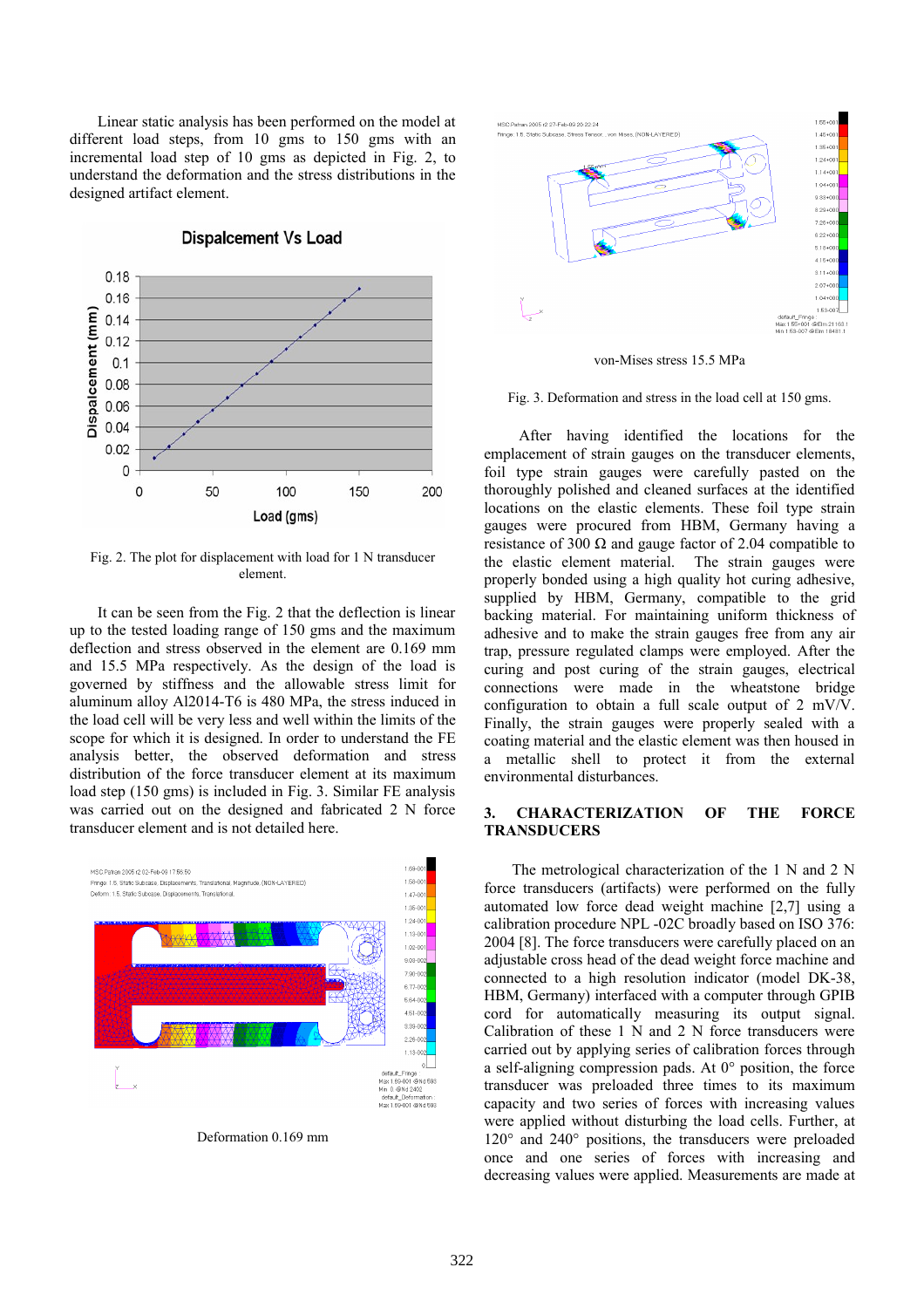Linear static analysis has been performed on the model at different load steps, from 10 gms to 150 gms with an incremental load step of 10 gms as depicted in Fig. 2, to understand the deformation and the stress distributions in the designed artifact element.

Fig. 2. The plot for displacement with load for 1 N transducer element.

It can be seen from the Fig. 2 that the deflection is linear up to the tested loading range of 150 gms and the maximum deflection and stress observed in the element are 0.169 mm and 15.5 MPa respectively. As the design of the load is governed by stiffness and the allowable stress limit for aluminum alloy Al2014-T6 is 480 MPa, the stress induced in the load cell will be very less and well within the limits of the scope for which it is designed. In order to understand the FE analysis better, the observed deformation and stress distribution of the force transducer element at its maximum load step (150 gms) is included in Fig. 3. Similar FE analysis was carried out on the designed and fabricated 2 N force transducer element and is not detailed here.

Deformation 0.169 mm

von-Mises stress 15.5 MPa

Fig. 3. Deformation and stress in the load cell at 150 gms.

After having identified the locations for the emplacement of strain gauges on the transducer elements, foil type strain gauges were carefully pasted on the thoroughly polished and cleaned surfaces at the identified locations on the elastic elements. These foil type strain gauges were procured from HBM, Germany having a resistance of 300 Ω and gauge factor of 2.04 compatible to the elastic element material. The strain gauges were properly bonded using a high quality hot curing adhesive, supplied by HBM, Germany, compatible to the grid backing material. For maintaining uniform thickness of adhesive and to make the strain gauges free from any air trap, pressure regulated clamps were employed. After the curing and post curing of the strain gauges, electrical connections were made in the wheatstone bridge configuration to obtain a full scale output of 2 mV/V. Finally, the strain gauges were properly sealed with a coating material and the elastic element was then housed in a metallic shell to protect it from the external environmental disturbances.

## 3. CHARACTERIZATION OF THE FORCE TRANSDUCERS

The metrological characterization of the 1 N and 2 N force transducers (artifacts) were performed on the fully automated low force dead weight machine [2,7] using a calibration procedure NPL -02C broadly based on ISO 376: 2004 [8]. The force transducers were carefully placed on an adjustable cross head of the dead weight force machine and connected to a high resolution indicator (model DK-38, HBM, Germany) interfaced with a computer through GPIB cord for automatically measuring its output signal. Calibration of these 1 N and 2 N force transducers were carried out by applying series of calibration forces through a self-aligning compression pads. At 0° position, the force transducer was preloaded three times to its maximum capacity and two series of forces with increasing values were applied without disturbing the load cells. Further, at 120° and 240° positions, the transducers were preloaded once and one series of forces with increasing and decreasing values were applied. Measurements are made at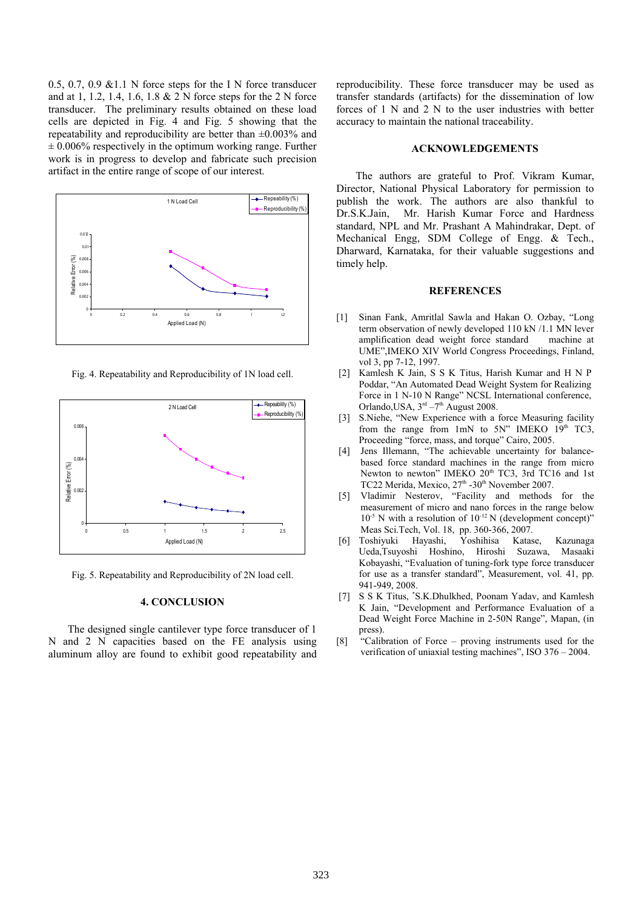0.5, 0.7, 0.9 &1.1 N force steps for the I N force transducer and at 1, 1.2, 1.4, 1.6, 1.8 & 2 N force steps for the 2 N force transducer. The preliminary results obtained on these load cells are depicted in Fig. 4 and Fig. 5 showing that the repeatability and reproducibility are better than ±0.003% and ± 0.006% respectively in the optimum working range. Further work is in progress to develop and fabricate such precision artifact in the entire range of scope of our interest.

1 N Load Cell

Repeability (%)
Reproducibility (%)

Relative Error (%)

0.012
0.01
0.008
0.006
0.004
0.002
0

0 0.2 0.4 0.6 0.8 1 1.2

Applied Load (N)

Fig. 4. Repeatability and Reproducibility of 1N load cell.

2 N Load Cell

Repeability (%)
Reproducibility (%)

Relative Error (%)

0.006
0.004
0.002
0

0 0.5 1 1.5 2 2.5

Applied Load (N)

Fig. 5. Repeatability and Reproducibility of 2N load cell.

## 4. CONCLUSION

The designed single cantilever type force transducer of 1 N and 2 N capacities based on the FE analysis using aluminum alloy are found to exhibit good repeatability and reproducibility. These force transducer may be used as transfer standards (artifacts) for the dissemination of low forces of 1 N and 2 N to the user industries with better accuracy to maintain the national traceability.

## ACKNOWLEDGEMENTS

The authors are grateful to Prof. Vikram Kumar, Director, National Physical Laboratory for permission to publish the work. The authors are also thankful to Dr.S.K.Jain, Mr. Harish Kumar Force and Hardness standard, NPL and Mr. Prashant A Mahindrakar, Dept. of Mechanical Engg, SDM College of Engg. & Tech., Dharward, Karnataka, for their valuable suggestions and timely help.

## REFERENCES

[1] Sinan Fank, Amritlal Sawla and Hakan O. Ozbay, "Long term observation of newly developed 110 kN /1.1 MN lever amplification dead weight force standard machine at UME",IMEKO XIV World Congress Proceedings, Finland, vol 3, pp 7-12, 1997.

[2] Kamlesh K Jain, S S K Titus, Harish Kumar and H N P Poddar, "An Automated Dead Weight System for Realizing Force in 1 N-10 N Range" NCSL International conference, Orlando,USA, 3rd –7th August 2008.

[3] S.Niehe, "New Experience with a force Measuring facility from the range from 1mN to 5N" IMEKO 19th TC3, Proceeding "force, mass, and torque" Cairo, 2005.

[4] Jens Illemann, "The achievable uncertainty for balance-based force standard machines in the range from micro Newton to newton" IMEKO 20th TC3, 3rd TC16 and 1st TC22 Merida, Mexico, 27th -30th November 2007.

[5] Vladimir Nesterov, "Facility and methods for the measurement of micro and nano forces in the range below $10^{-5}$ N with a resolution of $10^{-12}$ N (development concept)" Meas Sci.Tech, Vol. 18, pp. 360-366, 2007.

[6] Toshiyuki Hayashi, Yoshihisa Katase, Kazunaga Ueda,Tsuyoshi Hoshino, Hiroshi Suzawa, Masaaki Kobayashi, "Evaluation of tuning-fork type force transducer for use as a transfer standard", Measurement, vol. 41, pp. 941-949, 2008.

[7] S S K Titus, *S.K.Dhulkhed, Poonam Yadav, and Kamlesh K Jain, "Development and Performance Evaluation of a Dead Weight Force Machine in 2-50N Range", Mapan, (in press).

[8] "Calibration of Force – proving instruments used for the verification of uniaxial testing machines", ISO 376 – 2004.